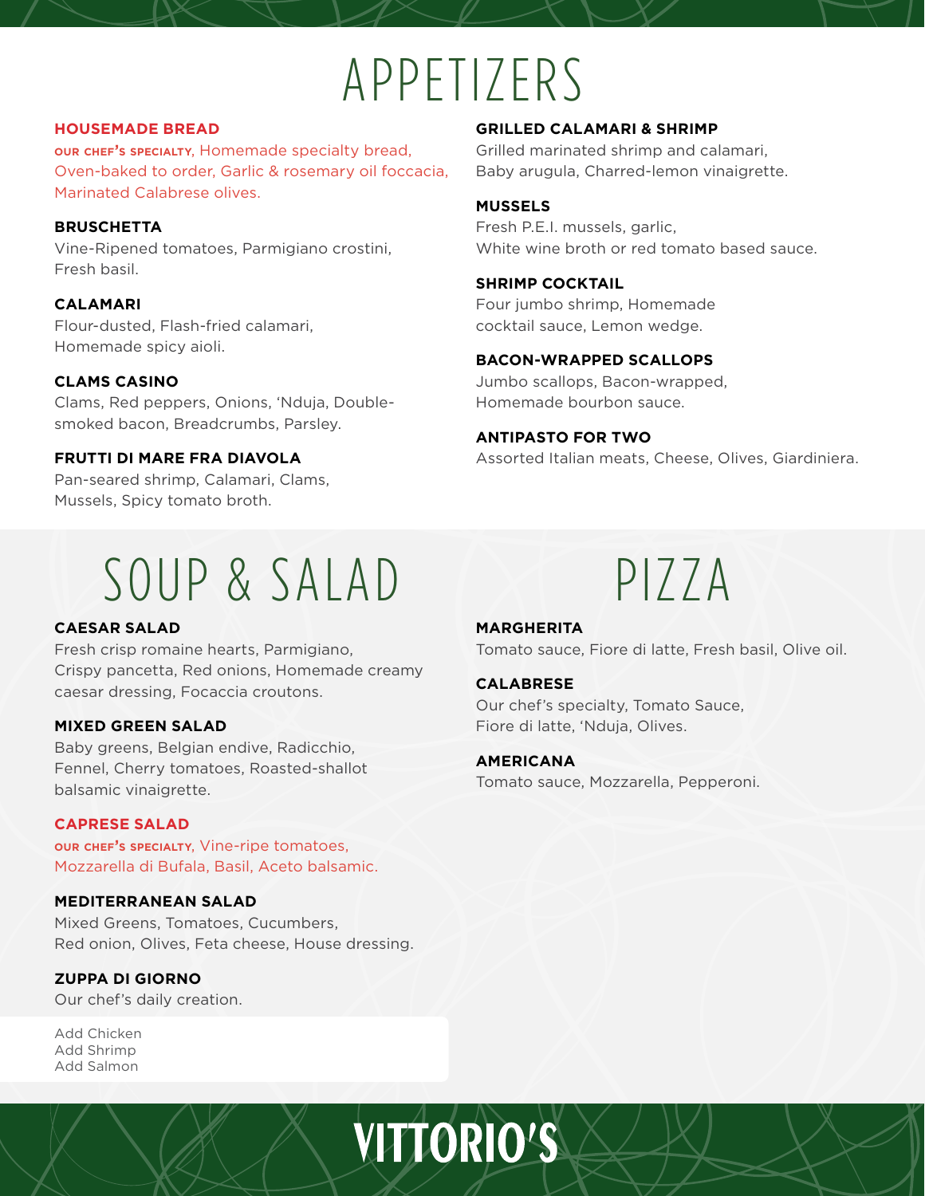# APPETIZERS

**HOUSEMADE BREAD**
OUR CHEF'S SPECIALTY, Homemade specialty bread, Oven-baked to order, Garlic & rosemary oil foccacia, Marinated Calabrese olives.

**BRUSCHETTA**
Vine-Ripened tomatoes, Parmigiano crostini, Fresh basil.

**CALAMARI**
Flour-dusted, Flash-fried calamari, Homemade spicy aioli.

**CLAMS CASINO**
Clams, Red peppers, Onions, 'Nduja, Double-smoked bacon, Breadcrumbs, Parsley.

**FRUTTI DI MARE FRA DIAVOLA**
Pan-seared shrimp, Calamari, Clams, Mussels, Spicy tomato broth.

**GRILLED CALAMARI & SHRIMP**
Grilled marinated shrimp and calamari, Baby arugula, Charred-lemon vinaigrette.

**MUSSELS**
Fresh P.E.I. mussels, garlic, White wine broth or red tomato based sauce.

**SHRIMP COCKTAIL**
Four jumbo shrimp, Homemade cocktail sauce, Lemon wedge.

**BACON-WRAPPED SCALLOPS**
Jumbo scallops, Bacon-wrapped, Homemade bourbon sauce.

**ANTIPASTO FOR TWO**
Assorted Italian meats, Cheese, Olives, Giardiniera.

# SOUP & SALAD

**CAESAR SALAD**
Fresh crisp romaine hearts, Parmigiano, Crispy pancetta, Red onions, Homemade creamy caesar dressing, Focaccia croutons.

**MIXED GREEN SALAD**
Baby greens, Belgian endive, Radicchio, Fennel, Cherry tomatoes, Roasted-shallot balsamic vinaigrette.

**CAPRESE SALAD**
OUR CHEF'S SPECIALTY, Vine-ripe tomatoes, Mozzarella di Bufala, Basil, Aceto balsamic.

**MEDITERRANEAN SALAD**
Mixed Greens, Tomatoes, Cucumbers, Red onion, Olives, Feta cheese, House dressing.

**ZUPPA DI GIORNO**
Our chef's daily creation.

Add Chicken
Add Shrimp
Add Salmon

# PIZZA

**MARGHERITA**
Tomato sauce, Fiore di latte, Fresh basil, Olive oil.

**CALABRESE**
Our chef's specialty, Tomato Sauce, Fiore di latte, 'Nduja, Olives.

**AMERICANA**
Tomato sauce, Mozzarella, Pepperoni.

VITTORIO'S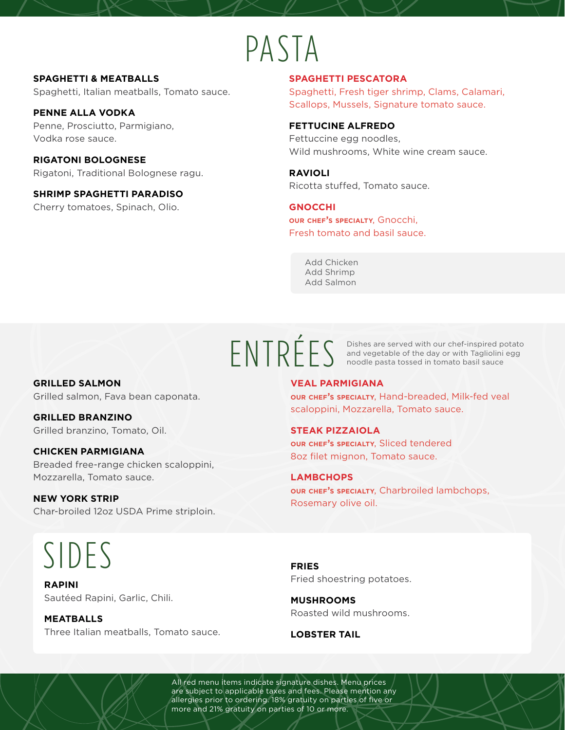# PASTA

**SPAGHETTI & MEATBALLS**
Spaghetti, Italian meatballs, Tomato sauce.

**PENNE ALLA VODKA**
Penne, Prosciutto, Parmigiano, Vodka rose sauce.

**RIGATONI BOLOGNESE**
Rigatoni, Traditional Bolognese ragu.

**SHRIMP SPAGHETTI PARADISO**
Cherry tomatoes, Spinach, Olio.

**SPAGHETTI PESCATORA**
Spaghetti, Fresh tiger shrimp, Clams, Calamari, Scallops, Mussels, Signature tomato sauce.

**FETTUCINE ALFREDO**
Fettuccine egg noodles, Wild mushrooms, White wine cream sauce.

**RAVIOLI**
Ricotta stuffed, Tomato sauce.

**GNOCCHI**
OUR CHEF'S SPECIALTY, Gnocchi, Fresh tomato and basil sauce.

Add Chicken
Add Shrimp
Add Salmon

# ENTRÉES

Dishes are served with our chef-inspired potato and vegetable of the day or with Tagliolini egg noodle pasta tossed in tomato basil sauce

**GRILLED SALMON**
Grilled salmon, Fava bean caponata.

**GRILLED BRANZINO**
Grilled branzino, Tomato, Oil.

**CHICKEN PARMIGIANA**
Breaded free-range chicken scaloppini, Mozzarella, Tomato sauce.

**NEW YORK STRIP**
Char-broiled 12oz USDA Prime striploin.

**VEAL PARMIGIANA**
OUR CHEF'S SPECIALTY, Hand-breaded, Milk-fed veal scaloppini, Mozzarella, Tomato sauce.

**STEAK PIZZAIOLA**
OUR CHEF'S SPECIALTY, Sliced tendered 8oz filet mignon, Tomato sauce.

**LAMBCHOPS**
OUR CHEF'S SPECIALTY, Charbroiled lambchops, Rosemary olive oil.

# SIDES

**RAPINI**
Sautéed Rapini, Garlic, Chili.

**MEATBALLS**
Three Italian meatballs, Tomato sauce.

**FRIES**
Fried shoestring potatoes.

**MUSHROOMS**
Roasted wild mushrooms.

**LOBSTER TAIL**

All red menu items indicate signature dishes. Menu prices are subject to applicable taxes and fees. Please mention any allergies prior to ordering. 18% gratuity on parties of five or more and 21% gratuity on parties of 10 or more.